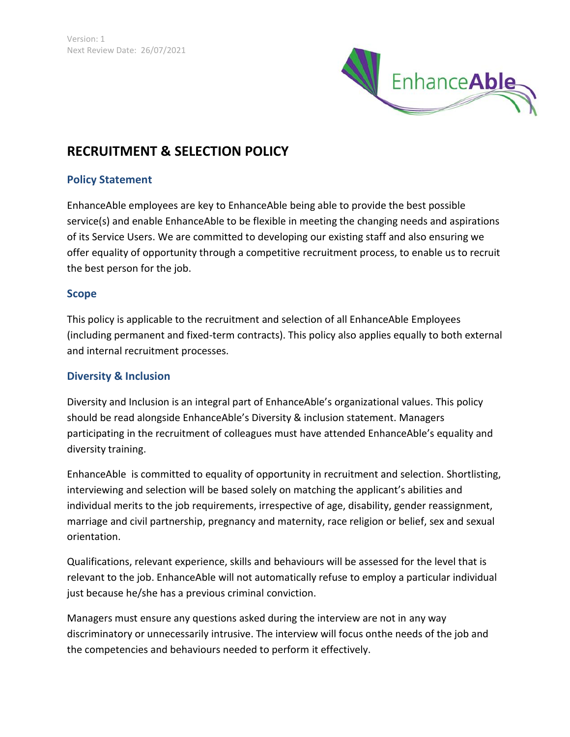Version: 1
Next Review Date: 26/07/2021

# RECRUITMENT & SELECTION POLICY

## Policy Statement

EnhanceAble employees are key to EnhanceAble being able to provide the best possible service(s) and enable EnhanceAble to be flexible in meeting the changing needs and aspirations of its Service Users. We are committed to developing our existing staff and also ensuring we offer equality of opportunity through a competitive recruitment process, to enable us to recruit the best person for the job.

## Scope

This policy is applicable to the recruitment and selection of all EnhanceAble Employees (including permanent and fixed-term contracts). This policy also applies equally to both external and internal recruitment processes.

## Diversity & Inclusion

Diversity and Inclusion is an integral part of EnhanceAble's organizational values. This policy should be read alongside EnhanceAble's Diversity & inclusion statement. Managers participating in the recruitment of colleagues must have attended EnhanceAble's equality and diversity training.

EnhanceAble is committed to equality of opportunity in recruitment and selection. Shortlisting, interviewing and selection will be based solely on matching the applicant's abilities and individual merits to the job requirements, irrespective of age, disability, gender reassignment, marriage and civil partnership, pregnancy and maternity, race religion or belief, sex and sexual orientation.

Qualifications, relevant experience, skills and behaviours will be assessed for the level that is relevant to the job. EnhanceAble will not automatically refuse to employ a particular individual just because he/she has a previous criminal conviction.

Managers must ensure any questions asked during the interview are not in any way discriminatory or unnecessarily intrusive. The interview will focus onthe needs of the job and the competencies and behaviours needed to perform it effectively.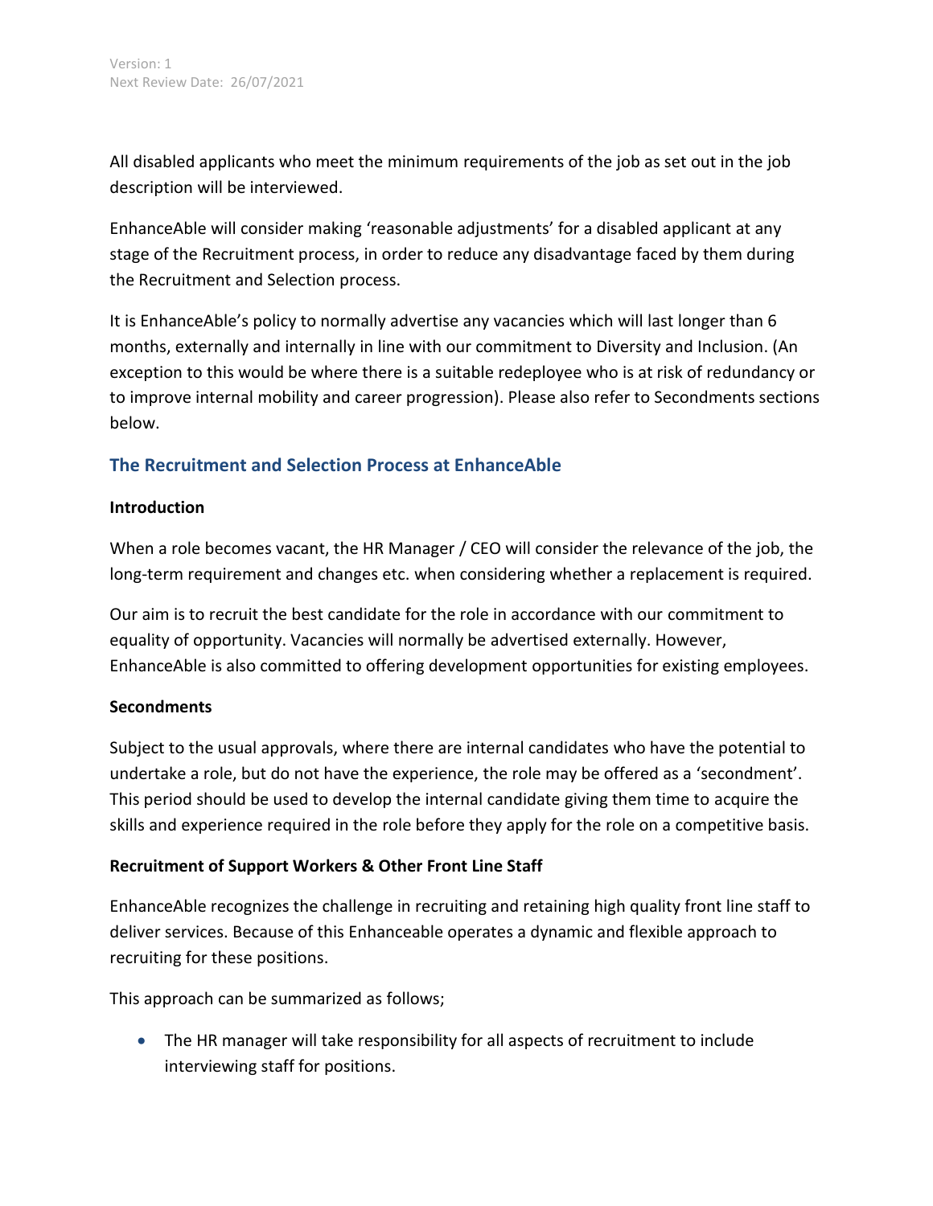All disabled applicants who meet the minimum requirements of the job as set out in the job description will be interviewed.

EnhanceAble will consider making 'reasonable adjustments' for a disabled applicant at any stage of the Recruitment process, in order to reduce any disadvantage faced by them during the Recruitment and Selection process.

It is EnhanceAble's policy to normally advertise any vacancies which will last longer than 6 months, externally and internally in line with our commitment to Diversity and Inclusion. (An exception to this would be where there is a suitable redeployee who is at risk of redundancy or to improve internal mobility and career progression). Please also refer to Secondments sections below.

## The Recruitment and Selection Process at EnhanceAble

**Introduction**

When a role becomes vacant, the HR Manager / CEO will consider the relevance of the job, the long-term requirement and changes etc. when considering whether a replacement is required.

Our aim is to recruit the best candidate for the role in accordance with our commitment to equality of opportunity. Vacancies will normally be advertised externally. However, EnhanceAble is also committed to offering development opportunities for existing employees.

**Secondments**

Subject to the usual approvals, where there are internal candidates who have the potential to undertake a role, but do not have the experience, the role may be offered as a 'secondment'. This period should be used to develop the internal candidate giving them time to acquire the skills and experience required in the role before they apply for the role on a competitive basis.

**Recruitment of Support Workers & Other Front Line Staff**

EnhanceAble recognizes the challenge in recruiting and retaining high quality front line staff to deliver services. Because of this Enhanceable operates a dynamic and flexible approach to recruiting for these positions.

This approach can be summarized as follows;

- The HR manager will take responsibility for all aspects of recruitment to include interviewing staff for positions.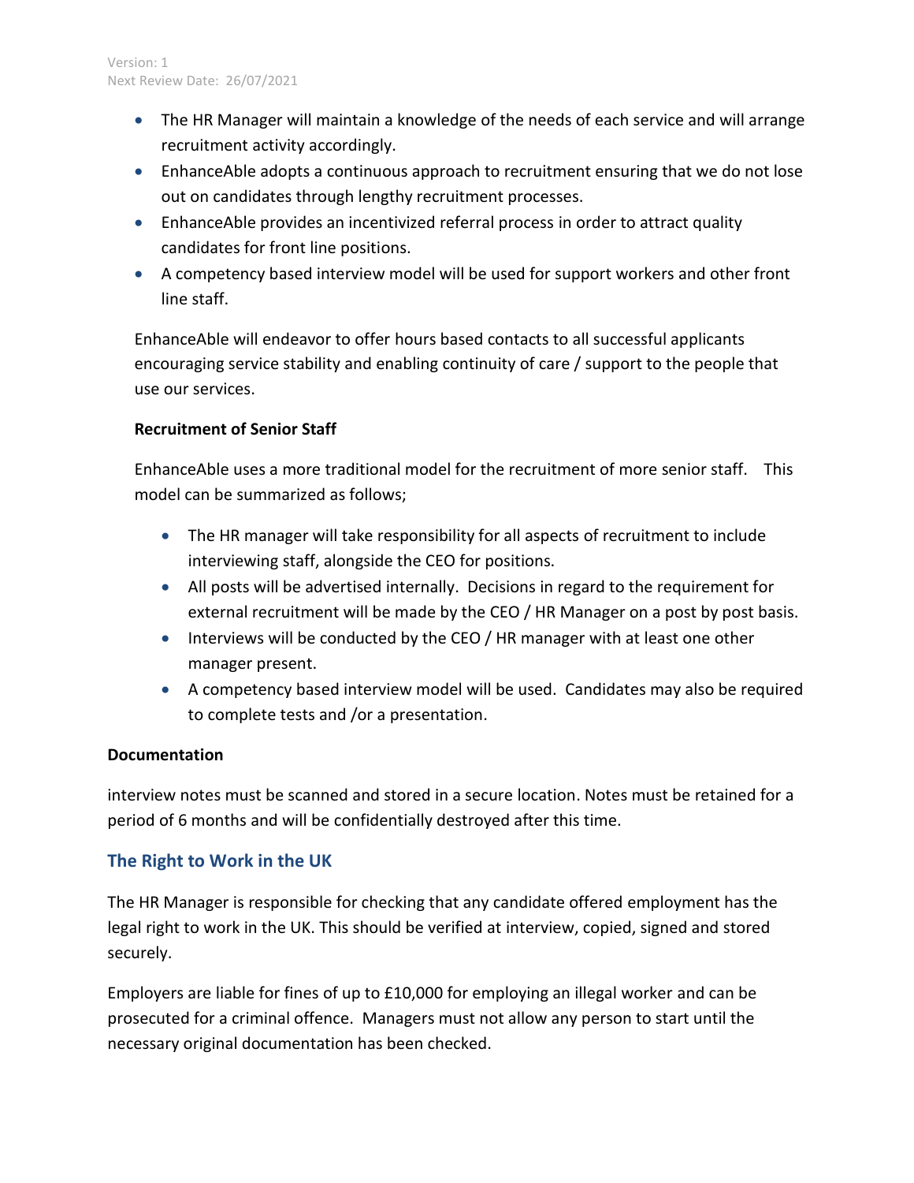- The HR Manager will maintain a knowledge of the needs of each service and will arrange recruitment activity accordingly.
- EnhanceAble adopts a continuous approach to recruitment ensuring that we do not lose out on candidates through lengthy recruitment processes.
- EnhanceAble provides an incentivized referral process in order to attract quality candidates for front line positions.
- A competency based interview model will be used for support workers and other front line staff.

EnhanceAble will endeavor to offer hours based contacts to all successful applicants encouraging service stability and enabling continuity of care / support to the people that use our services.

**Recruitment of Senior Staff**

EnhanceAble uses a more traditional model for the recruitment of more senior staff. This model can be summarized as follows;

- The HR manager will take responsibility for all aspects of recruitment to include interviewing staff, alongside the CEO for positions.
- All posts will be advertised internally. Decisions in regard to the requirement for external recruitment will be made by the CEO / HR Manager on a post by post basis.
- Interviews will be conducted by the CEO / HR manager with at least one other manager present.
- A competency based interview model will be used. Candidates may also be required to complete tests and /or a presentation.

**Documentation**

interview notes must be scanned and stored in a secure location. Notes must be retained for a period of 6 months and will be confidentially destroyed after this time.

## The Right to Work in the UK

The HR Manager is responsible for checking that any candidate offered employment has the legal right to work in the UK. This should be verified at interview, copied, signed and stored securely.

Employers are liable for fines of up to £10,000 for employing an illegal worker and can be prosecuted for a criminal offence. Managers must not allow any person to start until the necessary original documentation has been checked.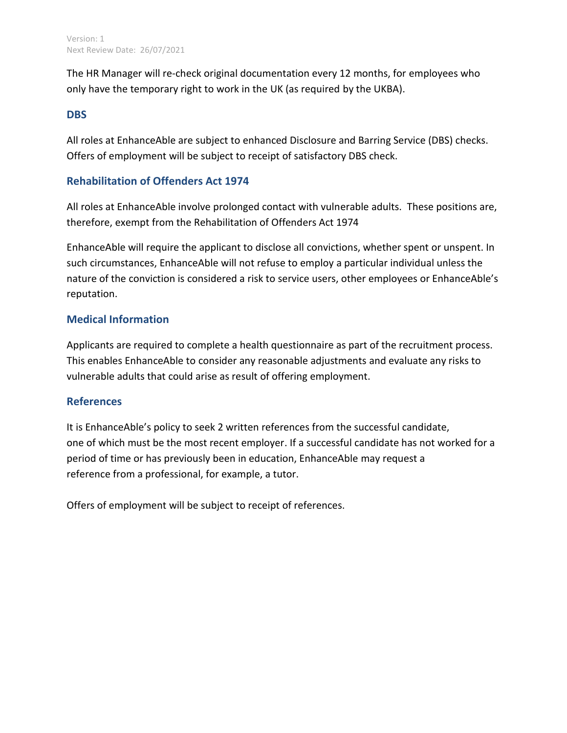The HR Manager will re-check original documentation every 12 months, for employees who only have the temporary right to work in the UK (as required by the UKBA).

## DBS

All roles at EnhanceAble are subject to enhanced Disclosure and Barring Service (DBS) checks. Offers of employment will be subject to receipt of satisfactory DBS check.

## Rehabilitation of Offenders Act 1974

All roles at EnhanceAble involve prolonged contact with vulnerable adults. These positions are, therefore, exempt from the Rehabilitation of Offenders Act 1974

EnhanceAble will require the applicant to disclose all convictions, whether spent or unspent. In such circumstances, EnhanceAble will not refuse to employ a particular individual unless the nature of the conviction is considered a risk to service users, other employees or EnhanceAble's reputation.

## Medical Information

Applicants are required to complete a health questionnaire as part of the recruitment process. This enables EnhanceAble to consider any reasonable adjustments and evaluate any risks to vulnerable adults that could arise as result of offering employment.

## References

It is EnhanceAble's policy to seek 2 written references from the successful candidate, one of which must be the most recent employer. If a successful candidate has not worked for a period of time or has previously been in education, EnhanceAble may request a reference from a professional, for example, a tutor.

Offers of employment will be subject to receipt of references.